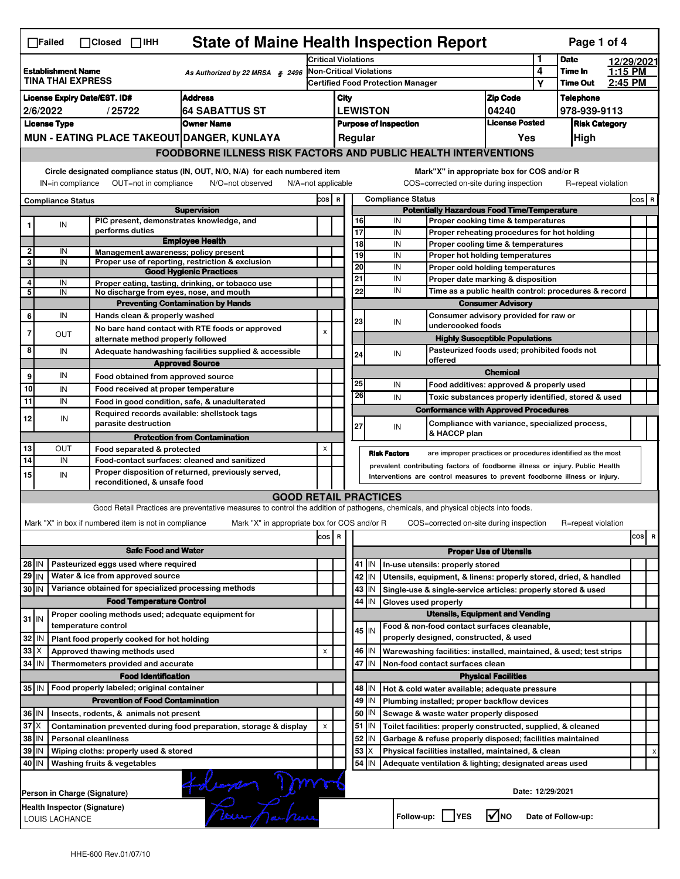☐Failed ☐Closed ☐IHH

# State of Maine Health Inspection Report

| Establishment Name | As Authorized by 22 MRSA § 2496 | Critical Violations | 1 | Date | 12/29/2021 |
|---|---|---|---|---|---|
| TINA THAI EXPRESS | | Non-Critical Violations | 4 | Time In | 1:15 PM |
| | | Certified Food Protection Manager | Y | Time Out | 2:45 PM |

| License Expiry Date/EST. ID# | Address | City | Zip Code | Telephone |
|---|---|---|---|---|
| 2/6/2022 / 25722 | 64 SABATTUS ST | LEWISTON | 04240 | 978-939-9113 |

| License Type | Owner Name | Purpose of Inspection | License Posted | Risk Category |
|---|---|---|---|---|
| MUN - EATING PLACE TAKEOUT | DANGER, KUNLAYA | Regular | Yes | High |

## FOODBORNE ILLNESS RISK FACTORS AND PUBLIC HEALTH INTERVENTIONS

Circle designated compliance status (IN, OUT, N/O, N/A) for each numbered item
IN=in compliance OUT=not in compliance N/O=not observed N/A=not applicable

Mark"X" in appropriate box for COS and/or R
COS=corrected on-site during inspection R=repeat violation

| # | Compliance Status | | COS | R |
|---|---|---|---|---|
| | | **Supervision** | | |
| 1 | IN | PIC present, demonstrates knowledge, and performs duties | | |
| | | **Employee Health** | | |
| 2 | IN | Management awareness; policy present | | |
| 3 | IN | Proper use of reporting, restriction & exclusion | | |
| | | **Good Hygienic Practices** | | |
| 4 | IN | Proper eating, tasting, drinking, or tobacco use | | |
| 5 | IN | No discharge from eyes, nose, and mouth | | |
| | | **Preventing Contamination by Hands** | | |
| 6 | IN | Hands clean & properly washed | | |
| 7 | OUT | No bare hand contact with RTE foods or approved alternate method properly followed | X | |
| 8 | IN | Adequate handwashing facilities supplied & accessible | | |
| | | **Approved Source** | | |
| 9 | IN | Food obtained from approved source | | |
| 10 | IN | Food received at proper temperature | | |
| 11 | IN | Food in good condition, safe, & unadulterated | | |
| 12 | IN | Required records available: shellstock tags parasite destruction | | |
| | | **Protection from Contamination** | | |
| 13 | OUT | Food separated & protected | X | |
| 14 | IN | Food-contact surfaces: cleaned and sanitized | | |
| 15 | IN | Proper disposition of returned, previously served, reconditioned, & unsafe food | | |

| # | Compliance Status | | COS | R |
|---|---|---|---|---|
| | | **Potentially Hazardous Food Time/Temperature** | | |
| 16 | IN | Proper cooking time & temperatures | | |
| 17 | IN | Proper reheating procedures for hot holding | | |
| 18 | IN | Proper cooling time & temperatures | | |
| 19 | IN | Proper hot holding temperatures | | |
| 20 | IN | Proper cold holding temperatures | | |
| 21 | IN | Proper date marking & disposition | | |
| 22 | IN | Time as a public health control: procedures & record | | |
| | | **Consumer Advisory** | | |
| 23 | IN | Consumer advisory provided for raw or undercooked foods | | |
| | | **Highly Susceptible Populations** | | |
| 24 | IN | Pasteurized foods used; prohibited foods not offered | | |
| | | **Chemical** | | |
| 25 | IN | Food additives: approved & properly used | | |
| 26 | IN | Toxic substances properly identified, stored & used | | |
| | | **Conformance with Approved Procedures** | | |
| 27 | IN | Compliance with variance, specialized process, & HACCP plan | | |

**Risk Factors** are improper practices or procedures identified as the most prevalent contributing factors of foodborne illness or injury. Public Health Interventions are control measures to prevent foodborne illness or injury.

## GOOD RETAIL PRACTICES

Good Retail Practices are preventative measures to control the addition of pathogens, chemicals, and physical objects into foods.

Mark "X" in box if numbered item is not in compliance Mark "X" in appropriate box for COS and/or R COS=corrected on-site during inspection R=repeat violation

| # | | | COS | R |
|---|---|---|---|---|
| | | **Safe Food and Water** | | |
| 28 | IN | Pasteurized eggs used where required | | |
| 29 | IN | Water & ice from approved source | | |
| 30 | IN | Variance obtained for specialized processing methods | | |
| | | **Food Temperature Control** | | |
| 31 | IN | Proper cooling methods used; adequate equipment for temperature control | | |
| 32 | IN | Plant food properly cooked for hot holding | | |
| 33 | X | Approved thawing methods used | X | |
| 34 | IN | Thermometers provided and accurate | | |
| | | **Food Identification** | | |
| 35 | IN | Food properly labeled; original container | | |
| | | **Prevention of Food Contamination** | | |
| 36 | IN | Insects, rodents, & animals not present | | |
| 37 | X | Contamination prevented during food preparation, storage & display | X | |
| 38 | IN | Personal cleanliness | | |
| 39 | IN | Wiping cloths: properly used & stored | | |
| 40 | IN | Washing fruits & vegetables | | |

| # | | | COS | R |
|---|---|---|---|---|
| | | **Proper Use of Utensils** | | |
| 41 | IN | In-use utensils: properly stored | | |
| 42 | IN | Utensils, equipment, & linens: properly stored, dried, & handled | | |
| 43 | IN | Single-use & single-service articles: properly stored & used | | |
| 44 | IN | Gloves used properly | | |
| | | **Utensils, Equipment and Vending** | | |
| 45 | IN | Food & non-food contact surfaces cleanable, properly designed, constructed, & used | | |
| 46 | IN | Warewashing facilities: installed, maintained, & used; test strips | | |
| 47 | IN | Non-food contact surfaces clean | | |
| | | **Physical Facilities** | | |
| 48 | IN | Hot & cold water available; adequate pressure | | |
| 49 | IN | Plumbing installed; proper backflow devices | | |
| 50 | IN | Sewage & waste water properly disposed | | |
| 51 | IN | Toilet facilities: properly constructed, supplied, & cleaned | | |
| 52 | IN | Garbage & refuse properly disposed; facilities maintained | | |
| 53 | X | Physical facilities installed, maintained, & clean | | X |
| 54 | IN | Adequate ventilation & lighting; designated areas used | | |

Person in Charge (Signature)

Date: 12/29/2021

Health Inspector (Signature)
LOUIS LACHANCE

Follow-up: ☐ YES ☑ NO Date of Follow-up:

HHE-600 Rev.01/07/10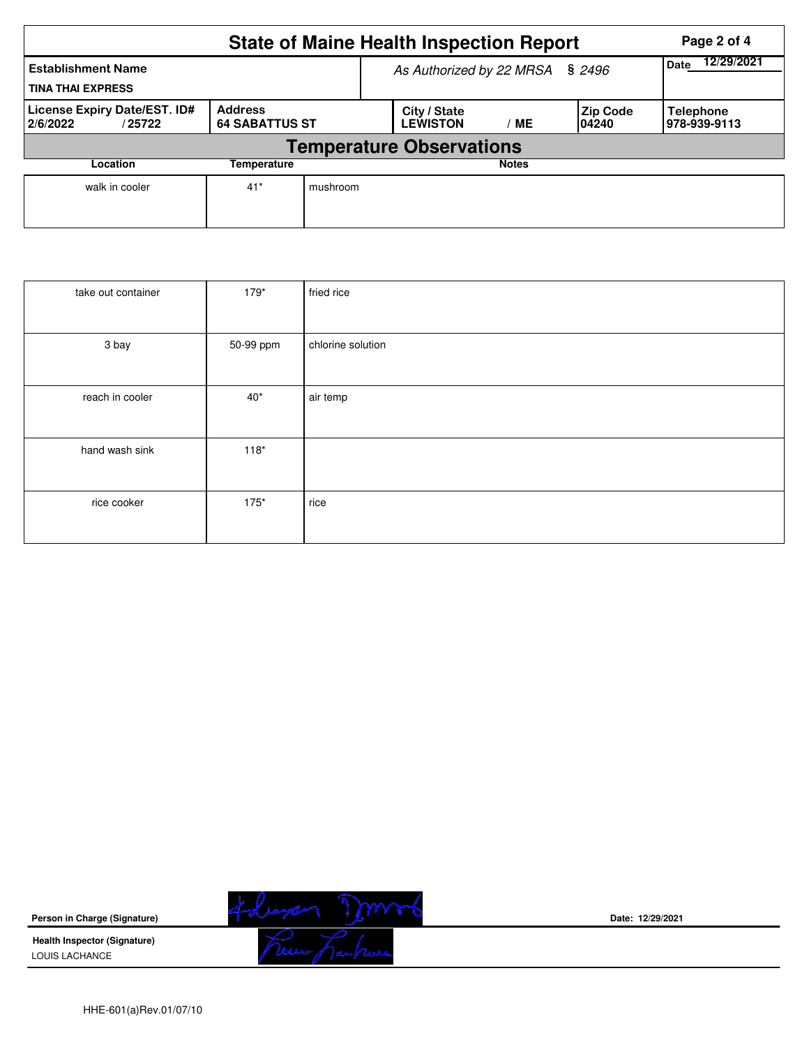# State of Maine Health Inspection Report

| Establishment Name | As Authorized by 22 MRSA § 2496 | Date 12/29/2021 |
|---|---|---|
| TINA THAI EXPRESS | | |

| License Expiry Date/EST. ID# | Address | City / State | Zip Code | Telephone |
|---|---|---|---|---|
| 2/6/2022 / 25722 | 64 SABATTUS ST | LEWISTON / ME | 04240 | 978-939-9113 |

## Temperature Observations

| Location | Temperature | Notes |
|---|---|---|
| walk in cooler | 41* | mushroom |
| take out container | 179* | fried rice |
| 3 bay | 50-99 ppm | chlorine solution |
| reach in cooler | 40* | air temp |
| hand wash sink | 118* | |
| rice cooker | 175* | rice |

**Person in Charge (Signature)**

Date: 12/29/2021

**Health Inspector (Signature)**
LOUIS LACHANCE

HHE-601(a)Rev.01/07/10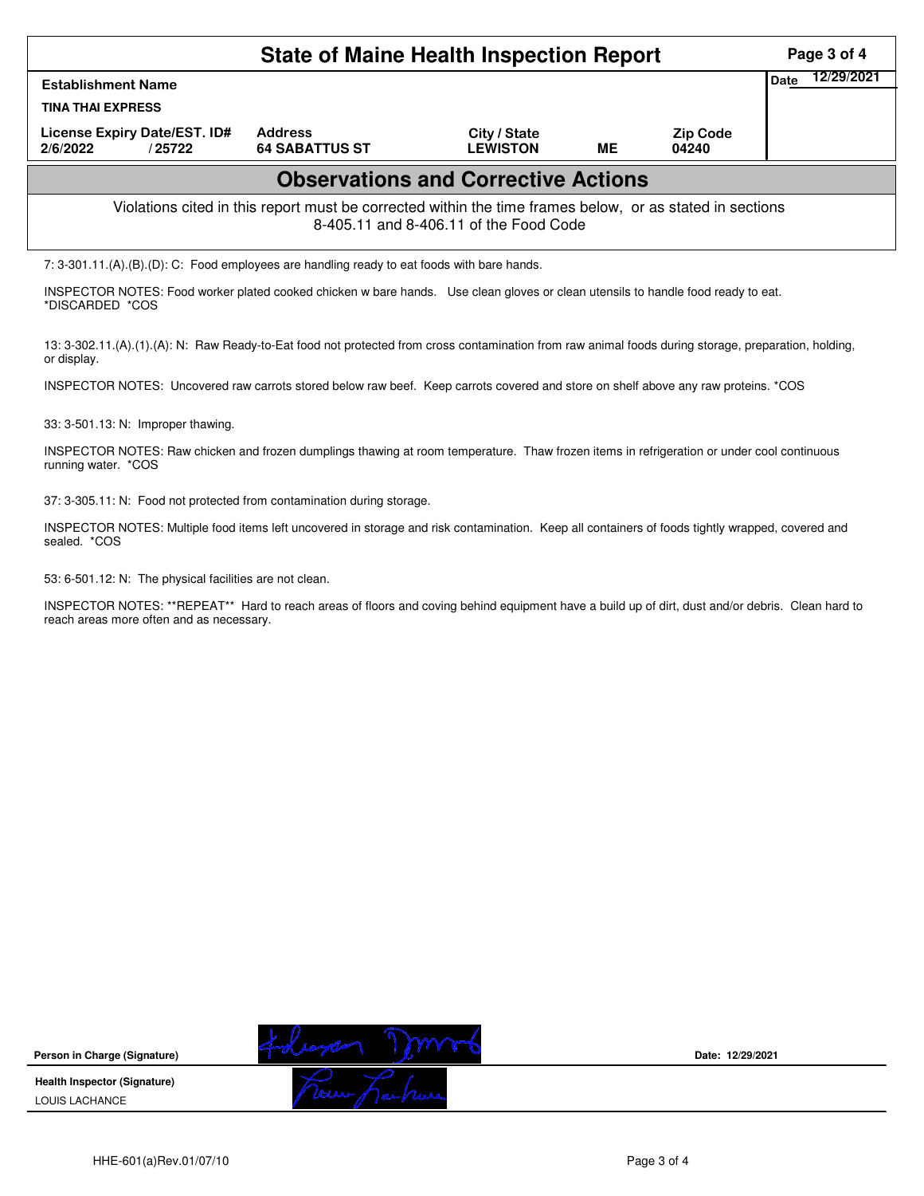# State of Maine Health Inspection Report

| Establishment Name | | | | | Date 12/29/2021 |
|---|---|---|---|---|---|
| TINA THAI EXPRESS | | | | | |
| License Expiry Date/EST. ID# | Address | City / State | | Zip Code | |
| 2/6/2022 / 25722 | 64 SABATTUS ST | LEWISTON | ME | 04240 | |

## Observations and Corrective Actions

Violations cited in this report must be corrected within the time frames below, or as stated in sections 8-405.11 and 8-406.11 of the Food Code

7: 3-301.11.(A).(B).(D): C: Food employees are handling ready to eat foods with bare hands.

INSPECTOR NOTES: Food worker plated cooked chicken w bare hands. Use clean gloves or clean utensils to handle food ready to eat. *DISCARDED *COS

13: 3-302.11.(A).(1).(A): N: Raw Ready-to-Eat food not protected from cross contamination from raw animal foods during storage, preparation, holding, or display.

INSPECTOR NOTES: Uncovered raw carrots stored below raw beef. Keep carrots covered and store on shelf above any raw proteins. *COS

33: 3-501.13: N: Improper thawing.

INSPECTOR NOTES: Raw chicken and frozen dumplings thawing at room temperature. Thaw frozen items in refrigeration or under cool continuous running water. *COS

37: 3-305.11: N: Food not protected from contamination during storage.

INSPECTOR NOTES: Multiple food items left uncovered in storage and risk contamination. Keep all containers of foods tightly wrapped, covered and sealed. *COS

53: 6-501.12: N: The physical facilities are not clean.

INSPECTOR NOTES: **REPEAT** Hard to reach areas of floors and coving behind equipment have a build up of dirt, dust and/or debris. Clean hard to reach areas more often and as necessary.

Person in Charge (Signature) Date: 12/29/2021

Health Inspector (Signature)
LOUIS LACHANCE

HHE-601(a)Rev.01/07/10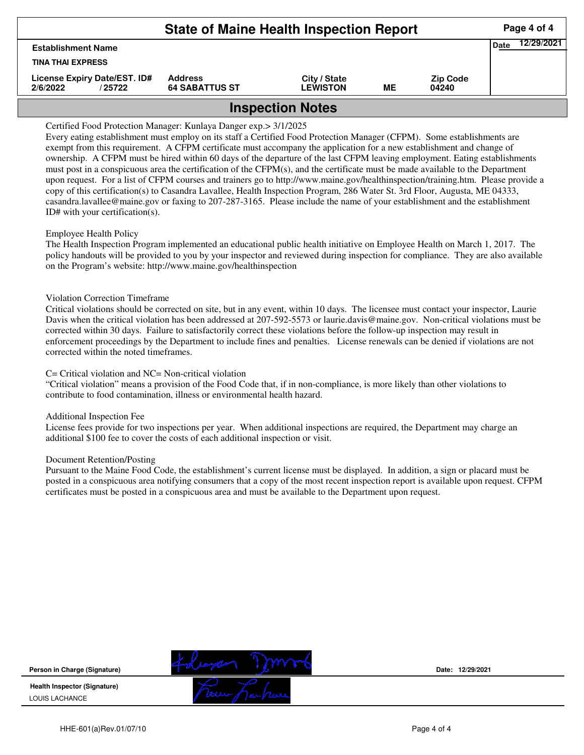# State of Maine Health Inspection Report

| Establishment Name | | | | | Date 12/29/2021 |
|---|---|---|---|---|---|
| TINA THAI EXPRESS | | | | | |
| License Expiry Date/EST. ID# | Address | City / State | | Zip Code | |
| 2/6/2022 / 25722 | 64 SABATTUS ST | LEWISTON | ME | 04240 | |

## Inspection Notes

Certified Food Protection Manager: Kunlaya Danger exp.> 3/1/2025

Every eating establishment must employ on its staff a Certified Food Protection Manager (CFPM). Some establishments are exempt from this requirement. A CFPM certificate must accompany the application for a new establishment and change of ownership. A CFPM must be hired within 60 days of the departure of the last CFPM leaving employment. Eating establishments must post in a conspicuous area the certification of the CFPM(s), and the certificate must be made available to the Department upon request. For a list of CFPM courses and trainers go to http://www.maine.gov/healthinspection/training.htm. Please provide a copy of this certification(s) to Casandra Lavallee, Health Inspection Program, 286 Water St. 3rd Floor, Augusta, ME 04333, casandra.lavallee@maine.gov or faxing to 207-287-3165. Please include the name of your establishment and the establishment ID# with your certification(s).

Employee Health Policy

The Health Inspection Program implemented an educational public health initiative on Employee Health on March 1, 2017. The policy handouts will be provided to you by your inspector and reviewed during inspection for compliance. They are also available on the Program's website: http://www.maine.gov/healthinspection

Violation Correction Timeframe

Critical violations should be corrected on site, but in any event, within 10 days. The licensee must contact your inspector, Laurie Davis when the critical violation has been addressed at 207-592-5573 or laurie.davis@maine.gov. Non-critical violations must be corrected within 30 days. Failure to satisfactorily correct these violations before the follow-up inspection may result in enforcement proceedings by the Department to include fines and penalties. License renewals can be denied if violations are not corrected within the noted timeframes.

C= Critical violation and NC= Non-critical violation

"Critical violation" means a provision of the Food Code that, if in non-compliance, is more likely than other violations to contribute to food contamination, illness or environmental health hazard.

Additional Inspection Fee

License fees provide for two inspections per year. When additional inspections are required, the Department may charge an additional $100 fee to cover the costs of each additional inspection or visit.

Document Retention/Posting

Pursuant to the Maine Food Code, the establishment's current license must be displayed. In addition, a sign or placard must be posted in a conspicuous area notifying consumers that a copy of the most recent inspection report is available upon request. CFPM certificates must be posted in a conspicuous area and must be available to the Department upon request.

**Person in Charge (Signature)** [signature] **Date: 12/29/2021**

**Health Inspector (Signature)** [signature]
LOUIS LACHANCE

HHE-601(a)Rev.01/07/10